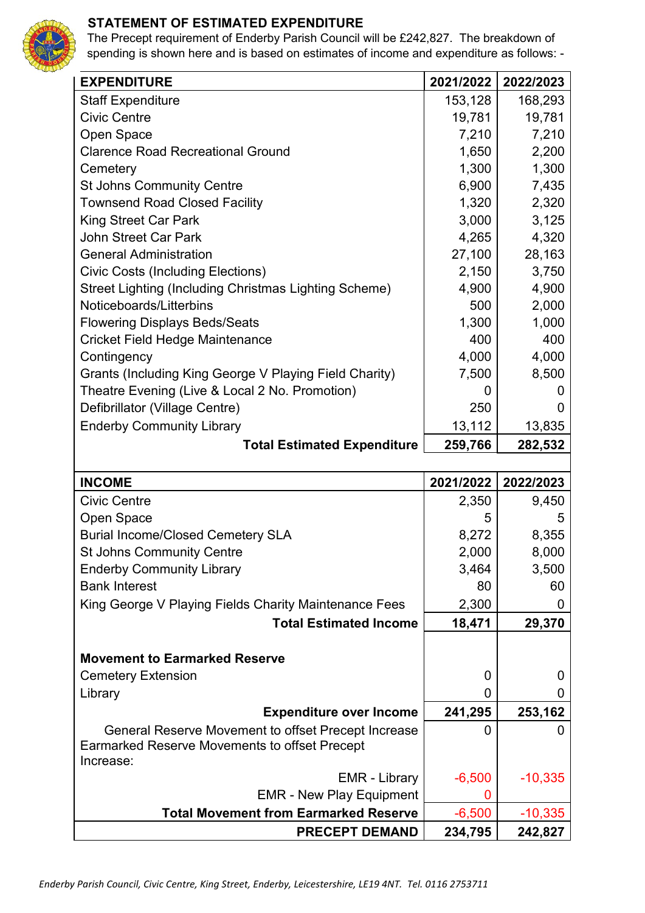## STATEMENT OF ESTIMATED EXPENDITURE

The Precept requirement of Enderby Parish Council will be £242,827. The breakdown of spending is shown here and is based on estimates of income and expenditure as follows: -

| EXPENDITURE | 2021/2022 | 2022/2023 |
|---|---|---|
| Staff Expenditure | 153,128 | 168,293 |
| Civic Centre | 19,781 | 19,781 |
| Open Space | 7,210 | 7,210 |
| Clarence Road Recreational Ground | 1,650 | 2,200 |
| Cemetery | 1,300 | 1,300 |
| St Johns Community Centre | 6,900 | 7,435 |
| Townsend Road Closed Facility | 1,320 | 2,320 |
| King Street Car Park | 3,000 | 3,125 |
| John Street Car Park | 4,265 | 4,320 |
| General Administration | 27,100 | 28,163 |
| Civic Costs (Including Elections) | 2,150 | 3,750 |
| Street Lighting (Including Christmas Lighting Scheme) | 4,900 | 4,900 |
| Noticeboards/Litterbins | 500 | 2,000 |
| Flowering Displays Beds/Seats | 1,300 | 1,000 |
| Cricket Field Hedge Maintenance | 400 | 400 |
| Contingency | 4,000 | 4,000 |
| Grants (Including King George V Playing Field Charity) | 7,500 | 8,500 |
| Theatre Evening (Live & Local 2 No. Promotion) | 0 | 0 |
| Defibrillator (Village Centre) | 250 | 0 |
| Enderby Community Library | 13,112 | 13,835 |
| **Total Estimated Expenditure** | **259,766** | **282,532** |

| INCOME | 2021/2022 | 2022/2023 |
|---|---|---|
| Civic Centre | 2,350 | 9,450 |
| Open Space | 5 | 5 |
| Burial Income/Closed Cemetery SLA | 8,272 | 8,355 |
| St Johns Community Centre | 2,000 | 8,000 |
| Enderby Community Library | 3,464 | 3,500 |
| Bank Interest | 80 | 60 |
| King George V Playing Fields Charity Maintenance Fees | 2,300 | 0 |
| **Total Estimated Income** | **18,471** | **29,370** |
| | | |
| **Movement to Earmarked Reserve** | | |
| Cemetery Extension | 0 | 0 |
| Library | 0 | 0 |
| **Expenditure over Income** | **241,295** | **253,162** |
| General Reserve Movement to offset Precept Increase | 0 | 0 |
| Earmarked Reserve Movements to offset Precept Increase: | | |
| EMR - Library | -6,500 | -10,335 |
| EMR - New Play Equipment | 0 | |
| **Total Movement from Earmarked Reserve** | -6,500 | -10,335 |
| **PRECEPT DEMAND** | **234,795** | **242,827** |

*Enderby Parish Council, Civic Centre, King Street, Enderby, Leicestershire, LE19 4NT. Tel. 0116 2753711*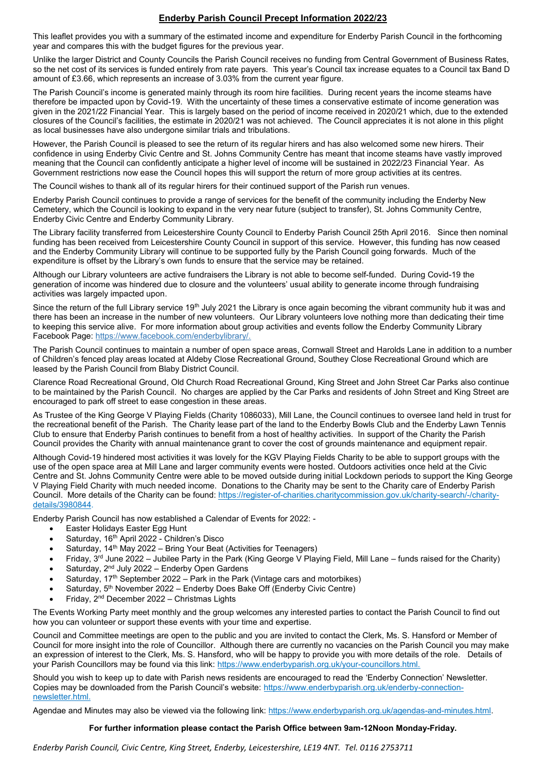## Enderby Parish Council Precept Information 2022/23

This leaflet provides you with a summary of the estimated income and expenditure for Enderby Parish Council in the forthcoming year and compares this with the budget figures for the previous year.

Unlike the larger District and County Councils the Parish Council receives no funding from Central Government of Business Rates, so the net cost of its services is funded entirely from rate payers. This year's Council tax increase equates to a Council tax Band D amount of £3.66, which represents an increase of 3.03% from the current year figure.

The Parish Council's income is generated mainly through its room hire facilities. During recent years the income steams have therefore be impacted upon by Covid-19. With the uncertainty of these times a conservative estimate of income generation was given in the 2021/22 Financial Year. This is largely based on the period of income received in 2020/21 which, due to the extended closures of the Council's facilities, the estimate in 2020/21 was not achieved. The Council appreciates it is not alone in this plight as local businesses have also undergone similar trials and tribulations.

However, the Parish Council is pleased to see the return of its regular hirers and has also welcomed some new hirers. Their confidence in using Enderby Civic Centre and St. Johns Community Centre has meant that income steams have vastly improved meaning that the Council can confidently anticipate a higher level of income will be sustained in 2022/23 Financial Year. As Government restrictions now ease the Council hopes this will support the return of more group activities at its centres.

The Council wishes to thank all of its regular hirers for their continued support of the Parish run venues.

Enderby Parish Council continues to provide a range of services for the benefit of the community including the Enderby New Cemetery, which the Council is looking to expand in the very near future (subject to transfer), St. Johns Community Centre, Enderby Civic Centre and Enderby Community Library.

The Library facility transferred from Leicestershire County Council to Enderby Parish Council 25th April 2016. Since then nominal funding has been received from Leicestershire County Council in support of this service. However, this funding has now ceased and the Enderby Community Library will continue to be supported fully by the Parish Council going forwards. Much of the expenditure is offset by the Library's own funds to ensure that the service may be retained.

Although our Library volunteers are active fundraisers the Library is not able to become self-funded. During Covid-19 the generation of income was hindered due to closure and the volunteers' usual ability to generate income through fundraising activities was largely impacted upon.

Since the return of the full Library service 19th July 2021 the Library is once again becoming the vibrant community hub it was and there has been an increase in the number of new volunteers. Our Library volunteers love nothing more than dedicating their time to keeping this service alive. For more information about group activities and events follow the Enderby Community Library Facebook Page: https://www.facebook.com/enderbylibrary/.

The Parish Council continues to maintain a number of open space areas, Cornwall Street and Harolds Lane in addition to a number of Children's fenced play areas located at Aldeby Close Recreational Ground, Southey Close Recreational Ground which are leased by the Parish Council from Blaby District Council.

Clarence Road Recreational Ground, Old Church Road Recreational Ground, King Street and John Street Car Parks also continue to be maintained by the Parish Council. No charges are applied by the Car Parks and residents of John Street and King Street are encouraged to park off street to ease congestion in these areas.

As Trustee of the King George V Playing Fields (Charity 1086033), Mill Lane, the Council continues to oversee land held in trust for the recreational benefit of the Parish. The Charity lease part of the land to the Enderby Bowls Club and the Enderby Lawn Tennis Club to ensure that Enderby Parish continues to benefit from a host of healthy activities. In support of the Charity the Parish Council provides the Charity with annual maintenance grant to cover the cost of grounds maintenance and equipment repair.

Although Covid-19 hindered most activities it was lovely for the KGV Playing Fields Charity to be able to support groups with the use of the open space area at Mill Lane and larger community events were hosted. Outdoors activities once held at the Civic Centre and St. Johns Community Centre were able to be moved outside during initial Lockdown periods to support the King George V Playing Field Charity with much needed income. Donations to the Charity may be sent to the Charity care of Enderby Parish Council. More details of the Charity can be found: https://register-of-charities.charitycommission.gov.uk/charity-search/-/charity-details/3980844.

Enderby Parish Council has now established a Calendar of Events for 2022: -

- Easter Holidays Easter Egg Hunt
- Saturday, 16th April 2022 - Children's Disco
- Saturday, 14th May 2022 – Bring Your Beat (Activities for Teenagers)
- Friday, 3rd June 2022 – Jubilee Party in the Park (King George V Playing Field, Mill Lane – funds raised for the Charity)
- Saturday, 2nd July 2022 – Enderby Open Gardens
- Saturday, 17th September 2022 – Park in the Park (Vintage cars and motorbikes)
- Saturday, 5th November 2022 – Enderby Does Bake Off (Enderby Civic Centre)
- Friday, 2nd December 2022 – Christmas Lights

The Events Working Party meet monthly and the group welcomes any interested parties to contact the Parish Council to find out how you can volunteer or support these events with your time and expertise.

Council and Committee meetings are open to the public and you are invited to contact the Clerk, Ms. S. Hansford or Member of Council for more insight into the role of Councillor. Although there are currently no vacancies on the Parish Council you may make an expression of interest to the Clerk, Ms. S. Hansford, who will be happy to provide you with more details of the role. Details of your Parish Councillors may be found via this link: https://www.enderbyparish.org.uk/your-councillors.html.

Should you wish to keep up to date with Parish news residents are encouraged to read the 'Enderby Connection' Newsletter. Copies may be downloaded from the Parish Council's website: https://www.enderbyparish.org.uk/enderby-connection-newsletter.html.

Agendae and Minutes may also be viewed via the following link: https://www.enderbyparish.org.uk/agendas-and-minutes.html.

**For further information please contact the Parish Office between 9am-12Noon Monday-Friday.**

*Enderby Parish Council, Civic Centre, King Street, Enderby, Leicestershire, LE19 4NT. Tel. 0116 2753711*